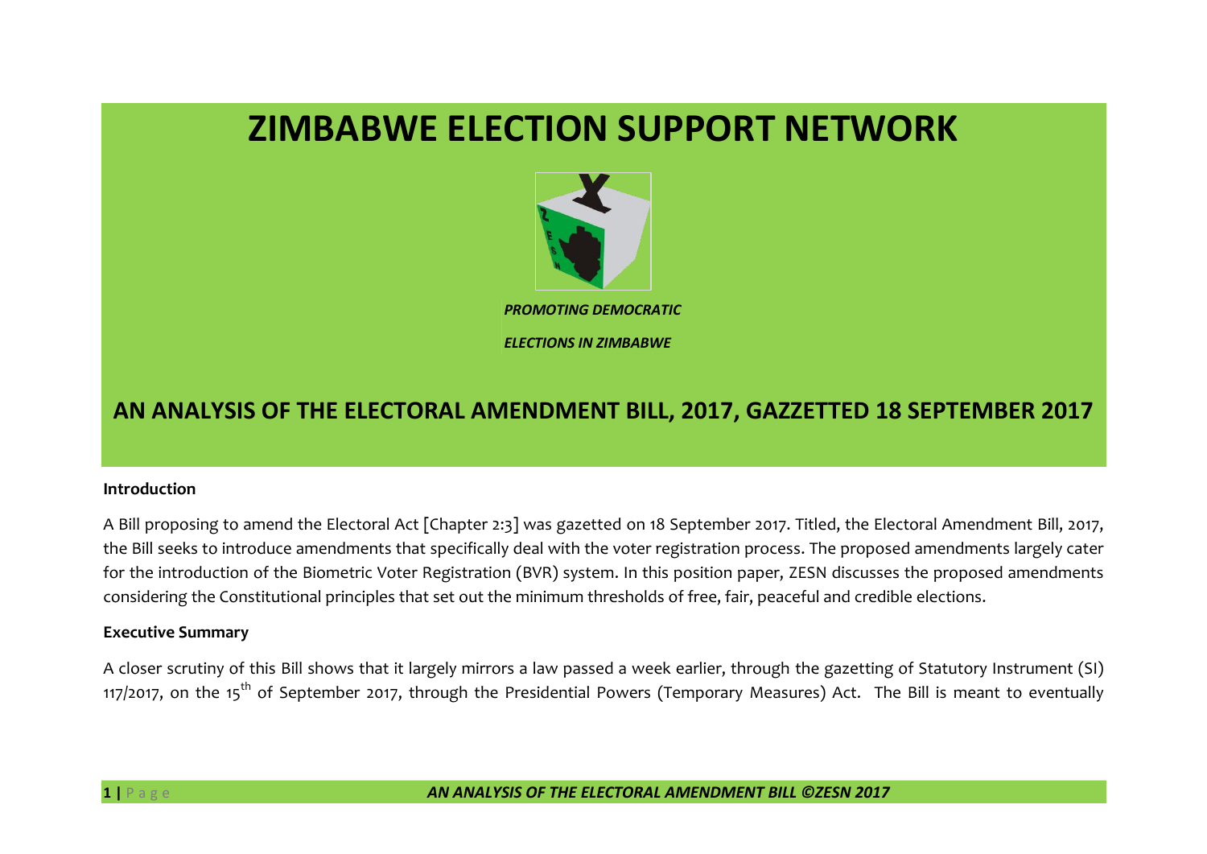# ZIMBABWE ELECTION SUPPORT NETWORK

***PROMOTING DEMOCRATIC ELECTIONS IN ZIMBABWE***

## AN ANALYSIS OF THE ELECTORAL AMENDMENT BILL, 2017, GAZZETTED 18 SEPTEMBER 2017

### Introduction

A Bill proposing to amend the Electoral Act [Chapter 2:3] was gazetted on 18 September 2017. Titled, the Electoral Amendment Bill, 2017, the Bill seeks to introduce amendments that specifically deal with the voter registration process. The proposed amendments largely cater for the introduction of the Biometric Voter Registration (BVR) system. In this position paper, ZESN discusses the proposed amendments considering the Constitutional principles that set out the minimum thresholds of free, fair, peaceful and credible elections.

### Executive Summary

A closer scrutiny of this Bill shows that it largely mirrors a law passed a week earlier, through the gazetting of Statutory Instrument (SI) 117/2017, on the 15th of September 2017, through the Presidential Powers (Temporary Measures) Act. The Bill is meant to eventually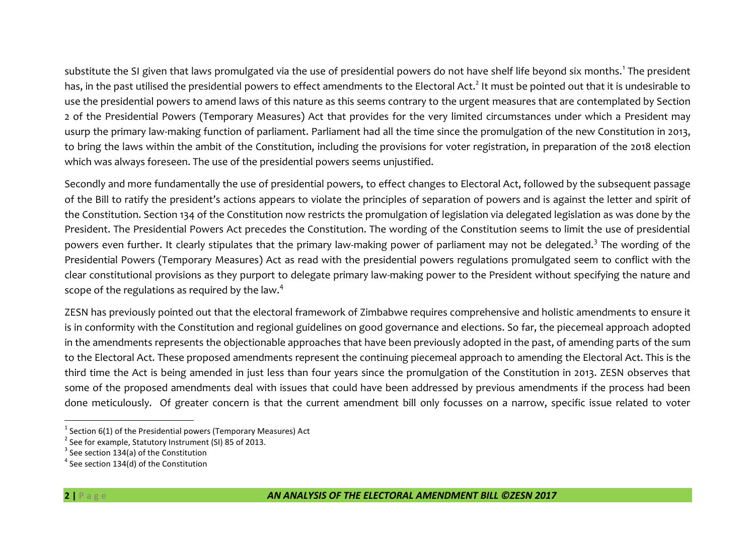substitute the SI given that laws promulgated via the use of presidential powers do not have shelf life beyond six months.[1] The president has, in the past utilised the presidential powers to effect amendments to the Electoral Act.[2] It must be pointed out that it is undesirable to use the presidential powers to amend laws of this nature as this seems contrary to the urgent measures that are contemplated by Section 2 of the Presidential Powers (Temporary Measures) Act that provides for the very limited circumstances under which a President may usurp the primary law-making function of parliament. Parliament had all the time since the promulgation of the new Constitution in 2013, to bring the laws within the ambit of the Constitution, including the provisions for voter registration, in preparation of the 2018 election which was always foreseen. The use of the presidential powers seems unjustified.

Secondly and more fundamentally the use of presidential powers, to effect changes to Electoral Act, followed by the subsequent passage of the Bill to ratify the president's actions appears to violate the principles of separation of powers and is against the letter and spirit of the Constitution. Section 134 of the Constitution now restricts the promulgation of legislation via delegated legislation as was done by the President. The Presidential Powers Act precedes the Constitution. The wording of the Constitution seems to limit the use of presidential powers even further. It clearly stipulates that the primary law-making power of parliament may not be delegated.[3] The wording of the Presidential Powers (Temporary Measures) Act as read with the presidential powers regulations promulgated seem to conflict with the clear constitutional provisions as they purport to delegate primary law-making power to the President without specifying the nature and scope of the regulations as required by the law.[4]

ZESN has previously pointed out that the electoral framework of Zimbabwe requires comprehensive and holistic amendments to ensure it is in conformity with the Constitution and regional guidelines on good governance and elections. So far, the piecemeal approach adopted in the amendments represents the objectionable approaches that have been previously adopted in the past, of amending parts of the sum to the Electoral Act. These proposed amendments represent the continuing piecemeal approach to amending the Electoral Act. This is the third time the Act is being amended in just less than four years since the promulgation of the Constitution in 2013. ZESN observes that some of the proposed amendments deal with issues that could have been addressed by previous amendments if the process had been done meticulously. Of greater concern is that the current amendment bill only focusses on a narrow, specific issue related to voter

---

[1] Section 6(1) of the Presidential powers (Temporary Measures) Act

[2] See for example, Statutory Instrument (SI) 85 of 2013.

[3] See section 134(a) of the Constitution

[4] See section 134(d) of the Constitution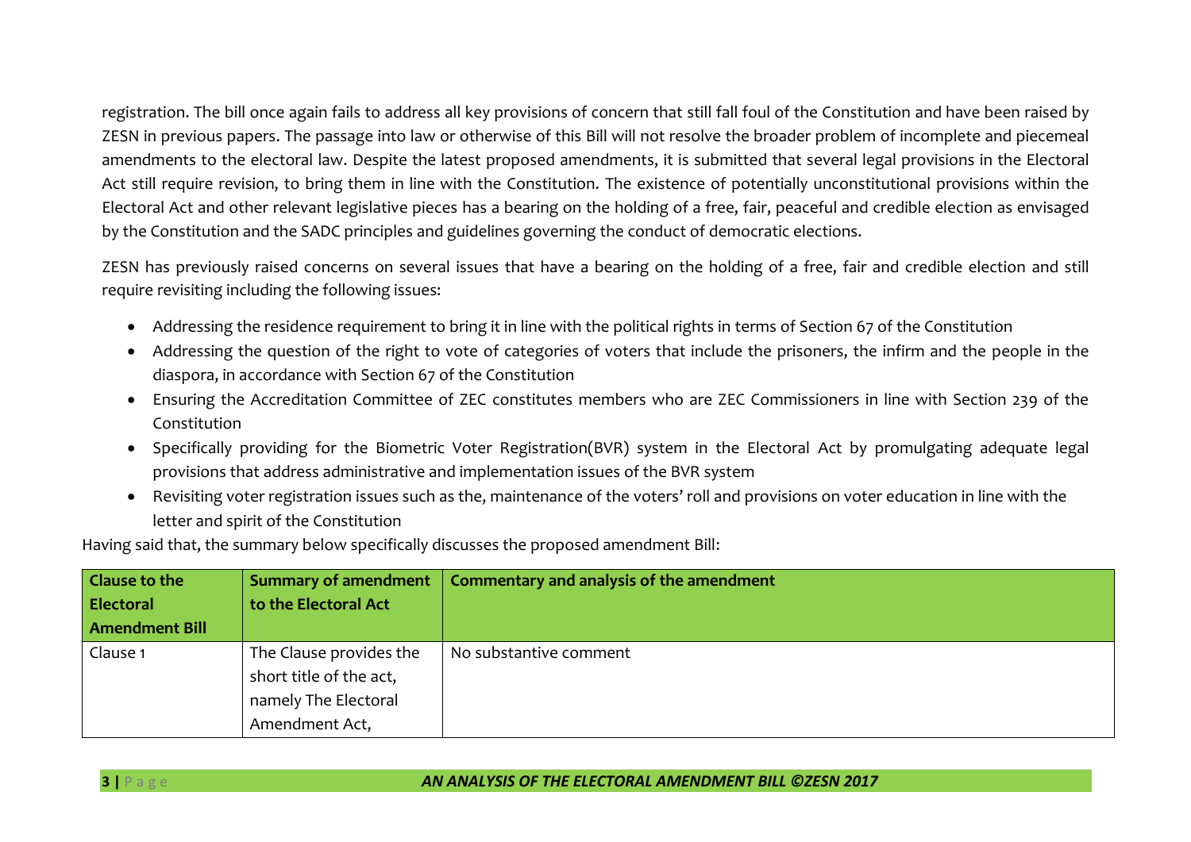registration. The bill once again fails to address all key provisions of concern that still fall foul of the Constitution and have been raised by ZESN in previous papers. The passage into law or otherwise of this Bill will not resolve the broader problem of incomplete and piecemeal amendments to the electoral law. Despite the latest proposed amendments, it is submitted that several legal provisions in the Electoral Act still require revision, to bring them in line with the Constitution. The existence of potentially unconstitutional provisions within the Electoral Act and other relevant legislative pieces has a bearing on the holding of a free, fair, peaceful and credible election as envisaged by the Constitution and the SADC principles and guidelines governing the conduct of democratic elections.

ZESN has previously raised concerns on several issues that have a bearing on the holding of a free, fair and credible election and still require revisiting including the following issues:

- Addressing the residence requirement to bring it in line with the political rights in terms of Section 67 of the Constitution
- Addressing the question of the right to vote of categories of voters that include the prisoners, the infirm and the people in the diaspora, in accordance with Section 67 of the Constitution
- Ensuring the Accreditation Committee of ZEC constitutes members who are ZEC Commissioners in line with Section 239 of the Constitution
- Specifically providing for the Biometric Voter Registration(BVR) system in the Electoral Act by promulgating adequate legal provisions that address administrative and implementation issues of the BVR system
- Revisiting voter registration issues such as the, maintenance of the voters' roll and provisions on voter education in line with the letter and spirit of the Constitution

Having said that, the summary below specifically discusses the proposed amendment Bill:

| Clause to the Electoral Amendment Bill | Summary of amendment to the Electoral Act | Commentary and analysis of the amendment |
|---|---|---|
| Clause 1 | The Clause provides the short title of the act, namely The Electoral Amendment Act, | No substantive comment |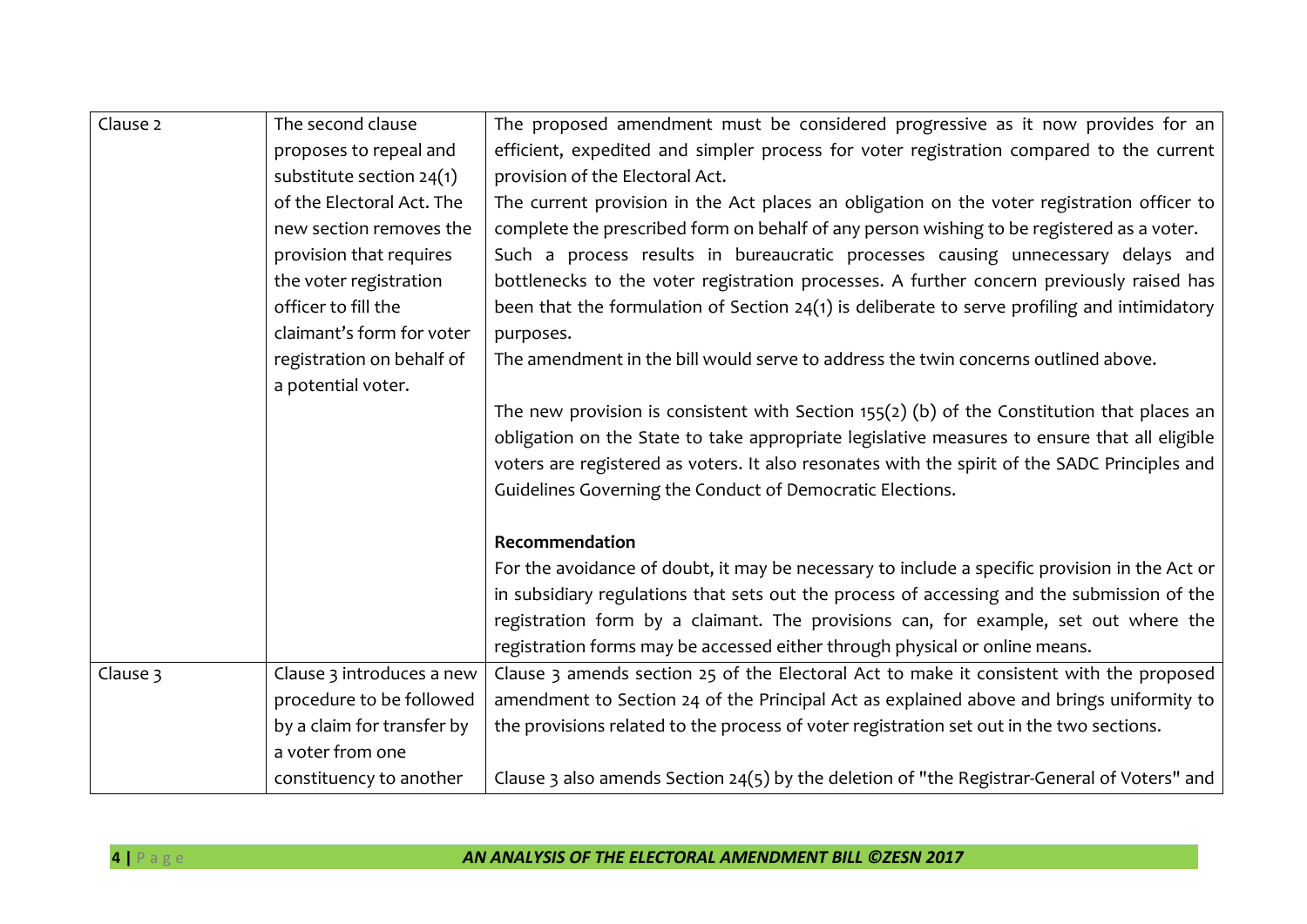| Clause 2 | The second clause proposes to repeal and substitute section 24(1) of the Electoral Act. The new section removes the provision that requires the voter registration officer to fill the claimant's form for voter registration on behalf of a potential voter. | The proposed amendment must be considered progressive as it now provides for an efficient, expedited and simpler process for voter registration compared to the current provision of the Electoral Act.<br>The current provision in the Act places an obligation on the voter registration officer to complete the prescribed form on behalf of any person wishing to be registered as a voter. Such a process results in bureaucratic processes causing unnecessary delays and bottlenecks to the voter registration processes. A further concern previously raised has been that the formulation of Section 24(1) is deliberate to serve profiling and intimidatory purposes.<br>The amendment in the bill would serve to address the twin concerns outlined above.<br><br>The new provision is consistent with Section 155(2) (b) of the Constitution that places an obligation on the State to take appropriate legislative measures to ensure that all eligible voters are registered as voters. It also resonates with the spirit of the SADC Principles and Guidelines Governing the Conduct of Democratic Elections.<br><br>**Recommendation**<br>For the avoidance of doubt, it may be necessary to include a specific provision in the Act or in subsidiary regulations that sets out the process of accessing and the submission of the registration form by a claimant. The provisions can, for example, set out where the registration forms may be accessed either through physical or online means. |
|---|---|---|
| Clause 3 | Clause 3 introduces a new procedure to be followed by a claim for transfer by a voter from one constituency to another | Clause 3 amends section 25 of the Electoral Act to make it consistent with the proposed amendment to Section 24 of the Principal Act as explained above and brings uniformity to the provisions related to the process of voter registration set out in the two sections.<br><br>Clause 3 also amends Section 24(5) by the deletion of "the Registrar-General of Voters" and |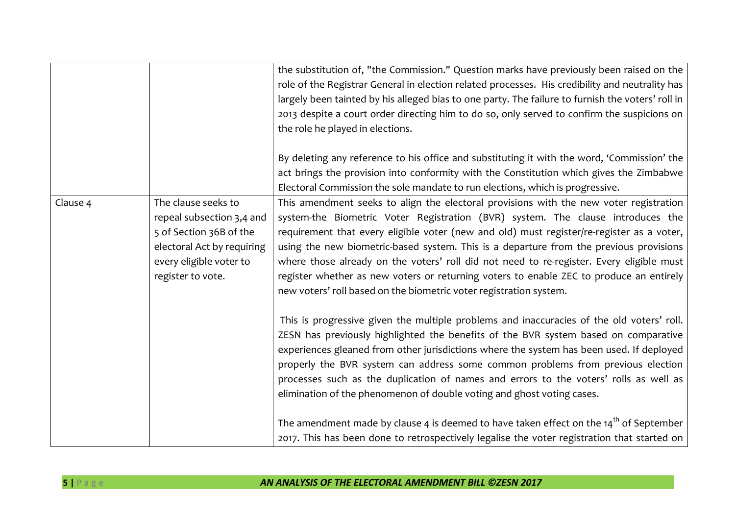| | | |
|---|---|---|
| | | the substitution of, "the Commission." Question marks have previously been raised on the role of the Registrar General in election related processes. His credibility and neutrality has largely been tainted by his alleged bias to one party. The failure to furnish the voters' roll in 2013 despite a court order directing him to do so, only served to confirm the suspicions on the role he played in elections.<br><br>By deleting any reference to his office and substituting it with the word, 'Commission' the act brings the provision into conformity with the Constitution which gives the Zimbabwe Electoral Commission the sole mandate to run elections, which is progressive. |
| Clause 4 | The clause seeks to repeal subsection 3,4 and 5 of Section 36B of the electoral Act by requiring every eligible voter to register to vote. | This amendment seeks to align the electoral provisions with the new voter registration system-the Biometric Voter Registration (BVR) system. The clause introduces the requirement that every eligible voter (new and old) must register/re-register as a voter, using the new biometric-based system. This is a departure from the previous provisions where those already on the voters' roll did not need to re-register. Every eligible must register whether as new voters or returning voters to enable ZEC to produce an entirely new voters' roll based on the biometric voter registration system.<br><br>This is progressive given the multiple problems and inaccuracies of the old voters' roll. ZESN has previously highlighted the benefits of the BVR system based on comparative experiences gleaned from other jurisdictions where the system has been used. If deployed properly the BVR system can address some common problems from previous election processes such as the duplication of names and errors to the voters' rolls as well as elimination of the phenomenon of double voting and ghost voting cases.<br><br>The amendment made by clause 4 is deemed to have taken effect on the 14th of September 2017. This has been done to retrospectively legalise the voter registration that started on |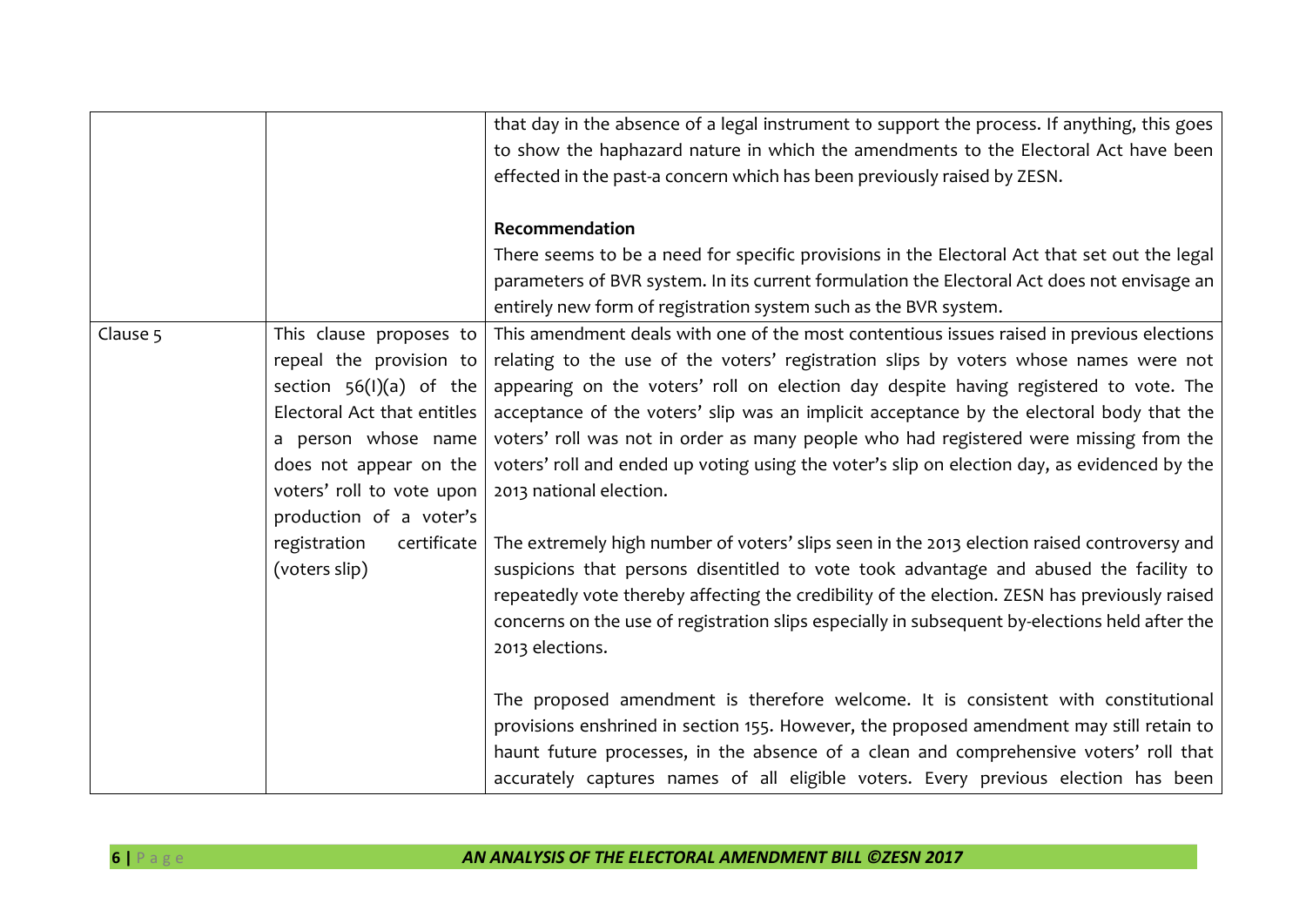| | | |
|---|---|---|
| | | that day in the absence of a legal instrument to support the process. If anything, this goes to show the haphazard nature in which the amendments to the Electoral Act have been effected in the past-a concern which has been previously raised by ZESN.<br><br>**Recommendation**<br>There seems to be a need for specific provisions in the Electoral Act that set out the legal parameters of BVR system. In its current formulation the Electoral Act does not envisage an entirely new form of registration system such as the BVR system. |
| Clause 5 | This clause proposes to repeal the provision to section 56(I)(a) of the Electoral Act that entitles a person whose name does not appear on the voters' roll to vote upon production of a voter's registration certificate (voters slip) | This amendment deals with one of the most contentious issues raised in previous elections relating to the use of the voters' registration slips by voters whose names were not appearing on the voters' roll on election day despite having registered to vote. The acceptance of the voters' slip was an implicit acceptance by the electoral body that the voters' roll was not in order as many people who had registered were missing from the voters' roll and ended up voting using the voter's slip on election day, as evidenced by the 2013 national election.<br><br>The extremely high number of voters' slips seen in the 2013 election raised controversy and suspicions that persons disentitled to vote took advantage and abused the facility to repeatedly vote thereby affecting the credibility of the election. ZESN has previously raised concerns on the use of registration slips especially in subsequent by-elections held after the 2013 elections.<br><br>The proposed amendment is therefore welcome. It is consistent with constitutional provisions enshrined in section 155. However, the proposed amendment may still retain to haunt future processes, in the absence of a clean and comprehensive voters' roll that accurately captures names of all eligible voters. Every previous election has been |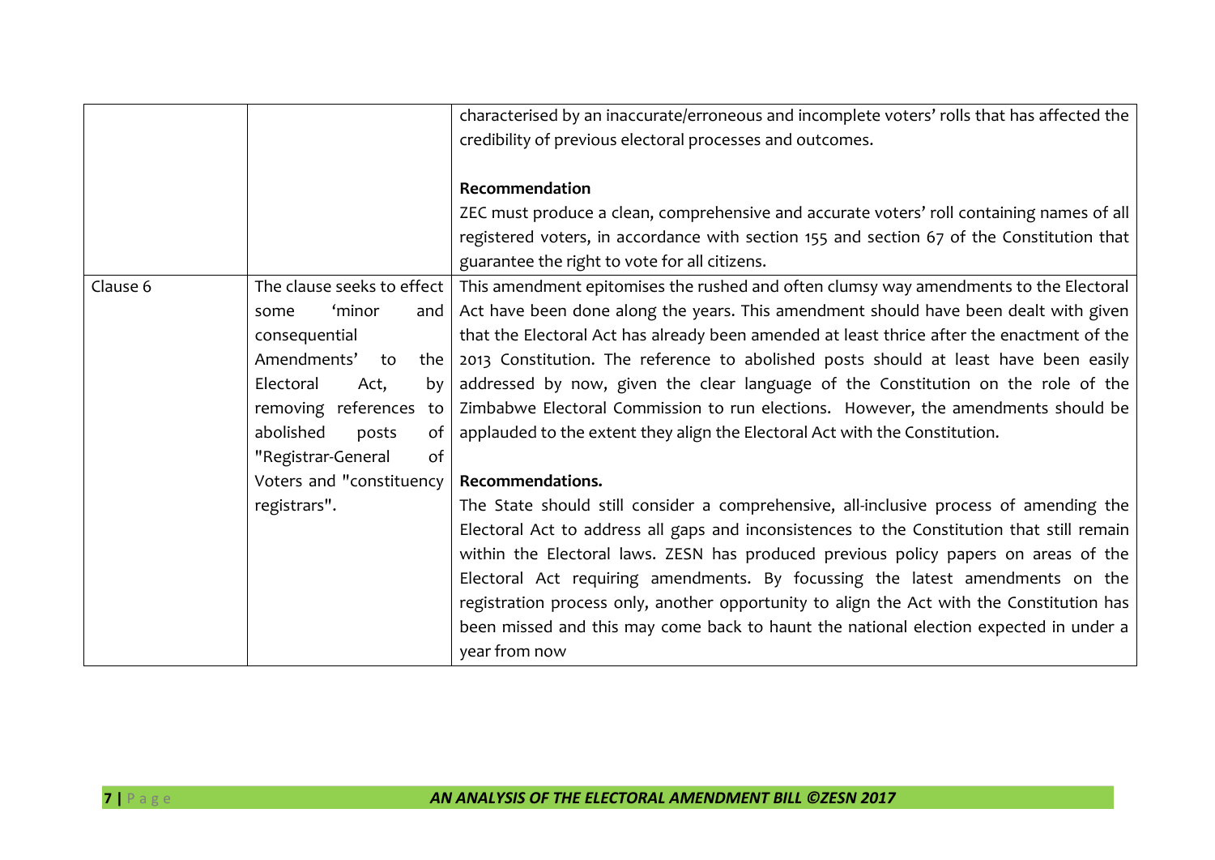|  |  |  |
|---|---|---|
|  |  | characterised by an inaccurate/erroneous and incomplete voters' rolls that has affected the credibility of previous electoral processes and outcomes.<br><br>**Recommendation**<br>ZEC must produce a clean, comprehensive and accurate voters' roll containing names of all registered voters, in accordance with section 155 and section 67 of the Constitution that guarantee the right to vote for all citizens. |
| Clause 6 | The clause seeks to effect some 'minor and consequential Amendments' to the Electoral Act, by removing references to abolished posts of "Registrar-General of Voters and "constituency registrars". | This amendment epitomises the rushed and often clumsy way amendments to the Electoral Act have been done along the years. This amendment should have been dealt with given that the Electoral Act has already been amended at least thrice after the enactment of the 2013 Constitution. The reference to abolished posts should at least have been easily addressed by now, given the clear language of the Constitution on the role of the Zimbabwe Electoral Commission to run elections. However, the amendments should be applauded to the extent they align the Electoral Act with the Constitution.<br><br>**Recommendations.**<br>The State should still consider a comprehensive, all-inclusive process of amending the Electoral Act to address all gaps and inconsistences to the Constitution that still remain within the Electoral laws. ZESN has produced previous policy papers on areas of the Electoral Act requiring amendments. By focussing the latest amendments on the registration process only, another opportunity to align the Act with the Constitution has been missed and this may come back to haunt the national election expected in under a year from now |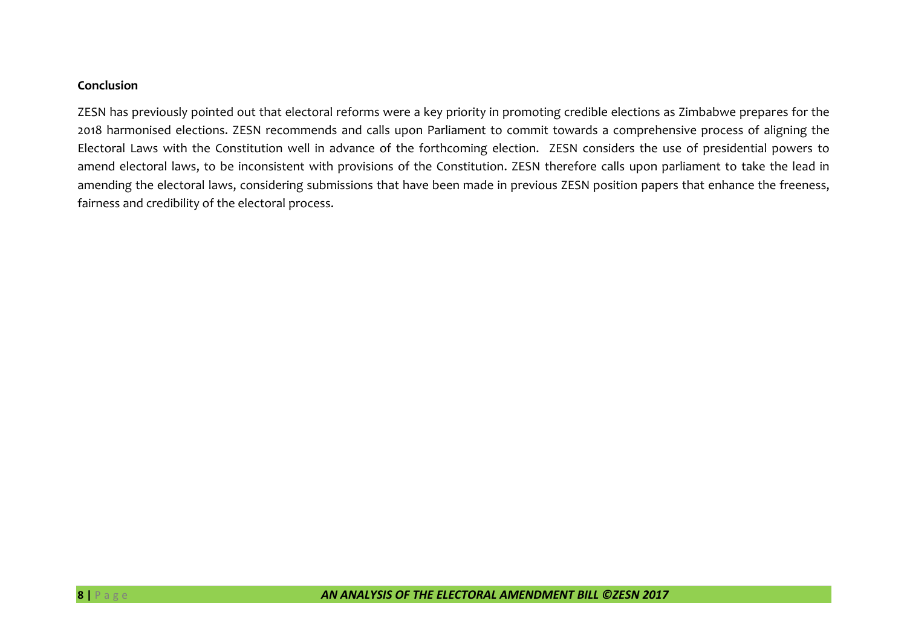**Conclusion**

ZESN has previously pointed out that electoral reforms were a key priority in promoting credible elections as Zimbabwe prepares for the 2018 harmonised elections. ZESN recommends and calls upon Parliament to commit towards a comprehensive process of aligning the Electoral Laws with the Constitution well in advance of the forthcoming election. ZESN considers the use of presidential powers to amend electoral laws, to be inconsistent with provisions of the Constitution. ZESN therefore calls upon parliament to take the lead in amending the electoral laws, considering submissions that have been made in previous ZESN position papers that enhance the freeness, fairness and credibility of the electoral process.